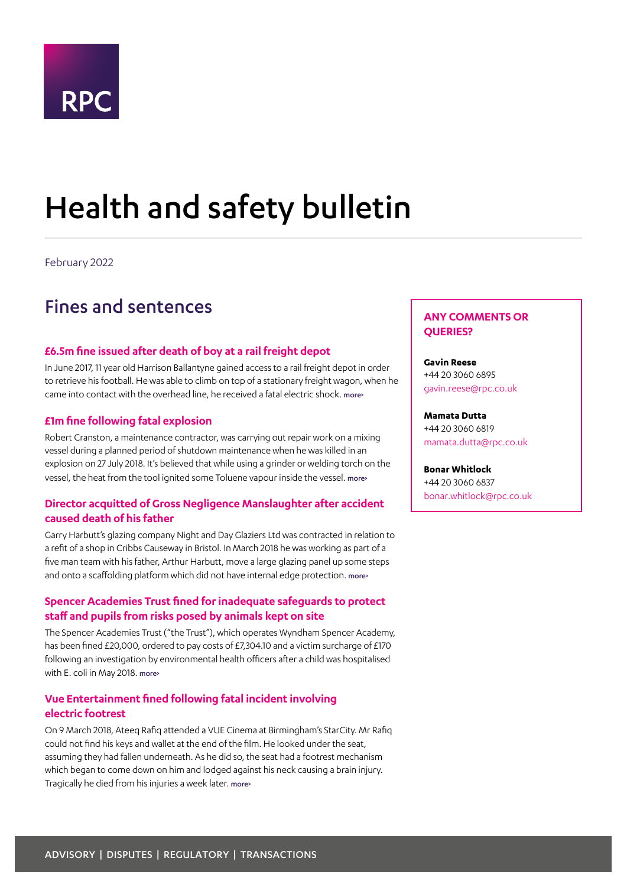RPC

# Health and safety bulletin

February 2022

## Fines and sentences

### £6.5m fine issued after death of boy at a rail freight depot

In June 2017, 11 year old Harrison Ballantyne gained access to a rail freight depot in order to retrieve his football. He was able to climb on top of a stationary freight wagon, when he came into contact with the overhead line, he received a fatal electric shock. more›

### £1m fine following fatal explosion

Robert Cranston, a maintenance contractor, was carrying out repair work on a mixing vessel during a planned period of shutdown maintenance when he was killed in an explosion on 27 July 2018. It's believed that while using a grinder or welding torch on the vessel, the heat from the tool ignited some Toluene vapour inside the vessel. more›

### Director acquitted of Gross Negligence Manslaughter after accident caused death of his father

Garry Harbutt's glazing company Night and Day Glaziers Ltd was contracted in relation to a refit of a shop in Cribbs Causeway in Bristol. In March 2018 he was working as part of a five man team with his father, Arthur Harbutt, move a large glazing panel up some steps and onto a scaffolding platform which did not have internal edge protection. more›

### Spencer Academies Trust fined for inadequate safeguards to protect staff and pupils from risks posed by animals kept on site

The Spencer Academies Trust ("the Trust"), which operates Wyndham Spencer Academy, has been fined £20,000, ordered to pay costs of £7,304.10 and a victim surcharge of £170 following an investigation by environmental health officers after a child was hospitalised with E. coli in May 2018. more›

### Vue Entertainment fined following fatal incident involving electric footrest

On 9 March 2018, Ateeq Rafiq attended a VUE Cinema at Birmingham's StarCity. Mr Rafiq could not find his keys and wallet at the end of the film. He looked under the seat, assuming they had fallen underneath. As he did so, the seat had a footrest mechanism which began to come down on him and lodged against his neck causing a brain injury. Tragically he died from his injuries a week later. more›

**ANY COMMENTS OR QUERIES?**

**Gavin Reese**
+44 20 3060 6895
gavin.reese@rpc.co.uk

**Mamata Dutta**
+44 20 3060 6819
mamata.dutta@rpc.co.uk

**Bonar Whitlock**
+44 20 3060 6837
bonar.whitlock@rpc.co.uk

ADVISORY | DISPUTES | REGULATORY | TRANSACTIONS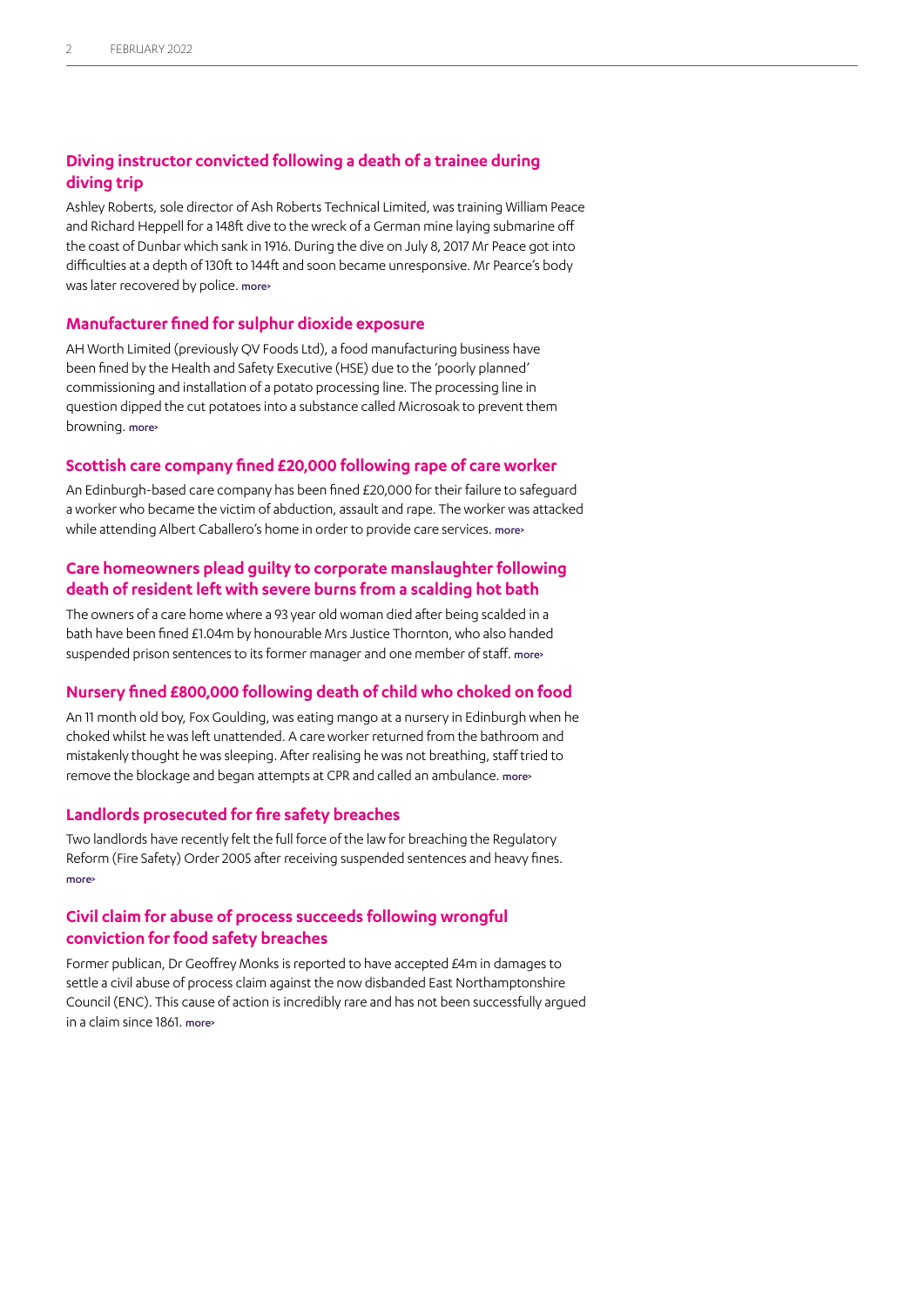### Diving instructor convicted following a death of a trainee during diving trip

Ashley Roberts, sole director of Ash Roberts Technical Limited, was training William Peace and Richard Heppell for a 148ft dive to the wreck of a German mine laying submarine off the coast of Dunbar which sank in 1916. During the dive on July 8, 2017 Mr Peace got into difficulties at a depth of 130ft to 144ft and soon became unresponsive. Mr Pearce's body was later recovered by police. more›

### Manufacturer fined for sulphur dioxide exposure

AH Worth Limited (previously QV Foods Ltd), a food manufacturing business have been fined by the Health and Safety Executive (HSE) due to the 'poorly planned' commissioning and installation of a potato processing line. The processing line in question dipped the cut potatoes into a substance called Microsoak to prevent them browning. more›

### Scottish care company fined £20,000 following rape of care worker

An Edinburgh-based care company has been fined £20,000 for their failure to safeguard a worker who became the victim of abduction, assault and rape. The worker was attacked while attending Albert Caballero's home in order to provide care services. more›

### Care homeowners plead guilty to corporate manslaughter following death of resident left with severe burns from a scalding hot bath

The owners of a care home where a 93 year old woman died after being scalded in a bath have been fined £1.04m by honourable Mrs Justice Thornton, who also handed suspended prison sentences to its former manager and one member of staff. more›

### Nursery fined £800,000 following death of child who choked on food

An 11 month old boy, Fox Goulding, was eating mango at a nursery in Edinburgh when he choked whilst he was left unattended. A care worker returned from the bathroom and mistakenly thought he was sleeping. After realising he was not breathing, staff tried to remove the blockage and began attempts at CPR and called an ambulance. more›

### Landlords prosecuted for fire safety breaches

Two landlords have recently felt the full force of the law for breaching the Regulatory Reform (Fire Safety) Order 2005 after receiving suspended sentences and heavy fines. more›

### Civil claim for abuse of process succeeds following wrongful conviction for food safety breaches

Former publican, Dr Geoffrey Monks is reported to have accepted £4m in damages to settle a civil abuse of process claim against the now disbanded East Northamptonshire Council (ENC). This cause of action is incredibly rare and has not been successfully argued in a claim since 1861. more›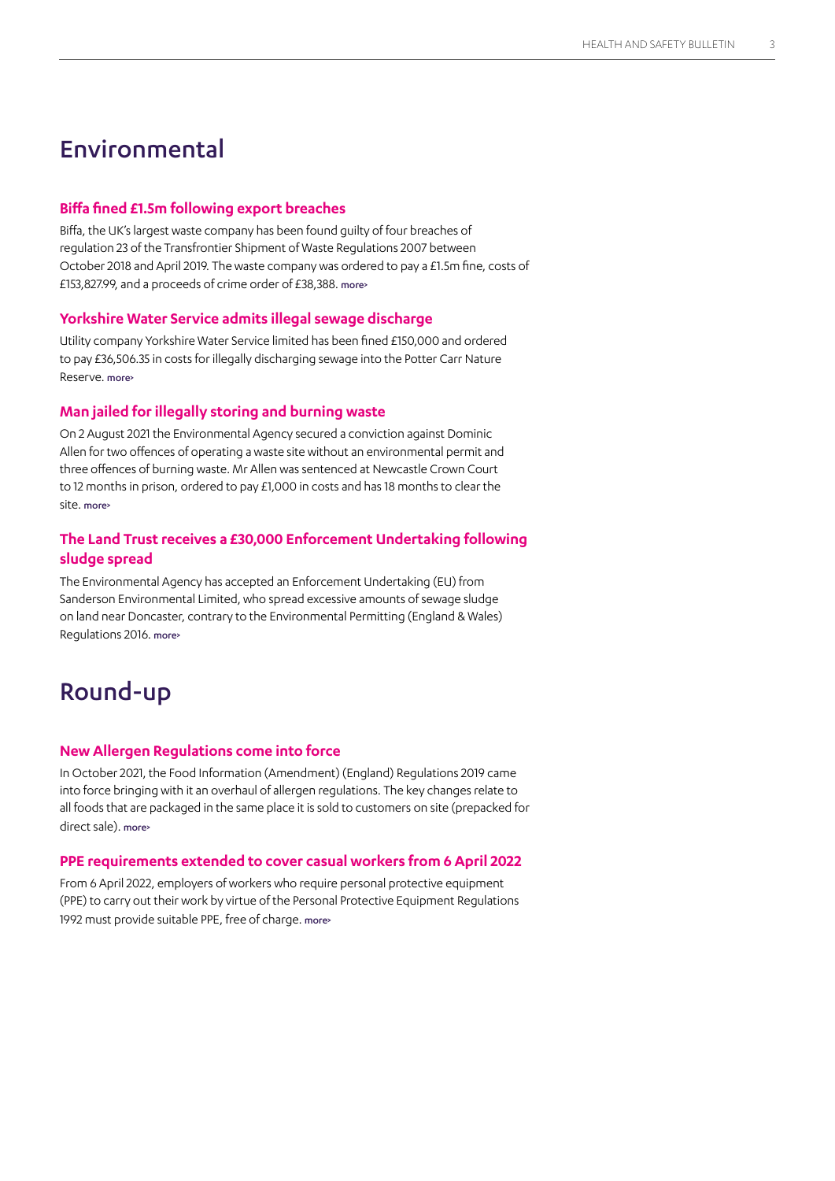# Environmental

### Biffa fined £1.5m following export breaches

Biffa, the UK's largest waste company has been found guilty of four breaches of regulation 23 of the Transfrontier Shipment of Waste Regulations 2007 between October 2018 and April 2019. The waste company was ordered to pay a £1.5m fine, costs of £153,827.99, and a proceeds of crime order of £38,388. more›

### Yorkshire Water Service admits illegal sewage discharge

Utility company Yorkshire Water Service limited has been fined £150,000 and ordered to pay £36,506.35 in costs for illegally discharging sewage into the Potter Carr Nature Reserve. more›

### Man jailed for illegally storing and burning waste

On 2 August 2021 the Environmental Agency secured a conviction against Dominic Allen for two offences of operating a waste site without an environmental permit and three offences of burning waste. Mr Allen was sentenced at Newcastle Crown Court to 12 months in prison, ordered to pay £1,000 in costs and has 18 months to clear the site. more›

### The Land Trust receives a £30,000 Enforcement Undertaking following sludge spread

The Environmental Agency has accepted an Enforcement Undertaking (EU) from Sanderson Environmental Limited, who spread excessive amounts of sewage sludge on land near Doncaster, contrary to the Environmental Permitting (England & Wales) Regulations 2016. more›

# Round-up

### New Allergen Regulations come into force

In October 2021, the Food Information (Amendment) (England) Regulations 2019 came into force bringing with it an overhaul of allergen regulations. The key changes relate to all foods that are packaged in the same place it is sold to customers on site (prepacked for direct sale). more›

### PPE requirements extended to cover casual workers from 6 April 2022

From 6 April 2022, employers of workers who require personal protective equipment (PPE) to carry out their work by virtue of the Personal Protective Equipment Regulations 1992 must provide suitable PPE, free of charge. more›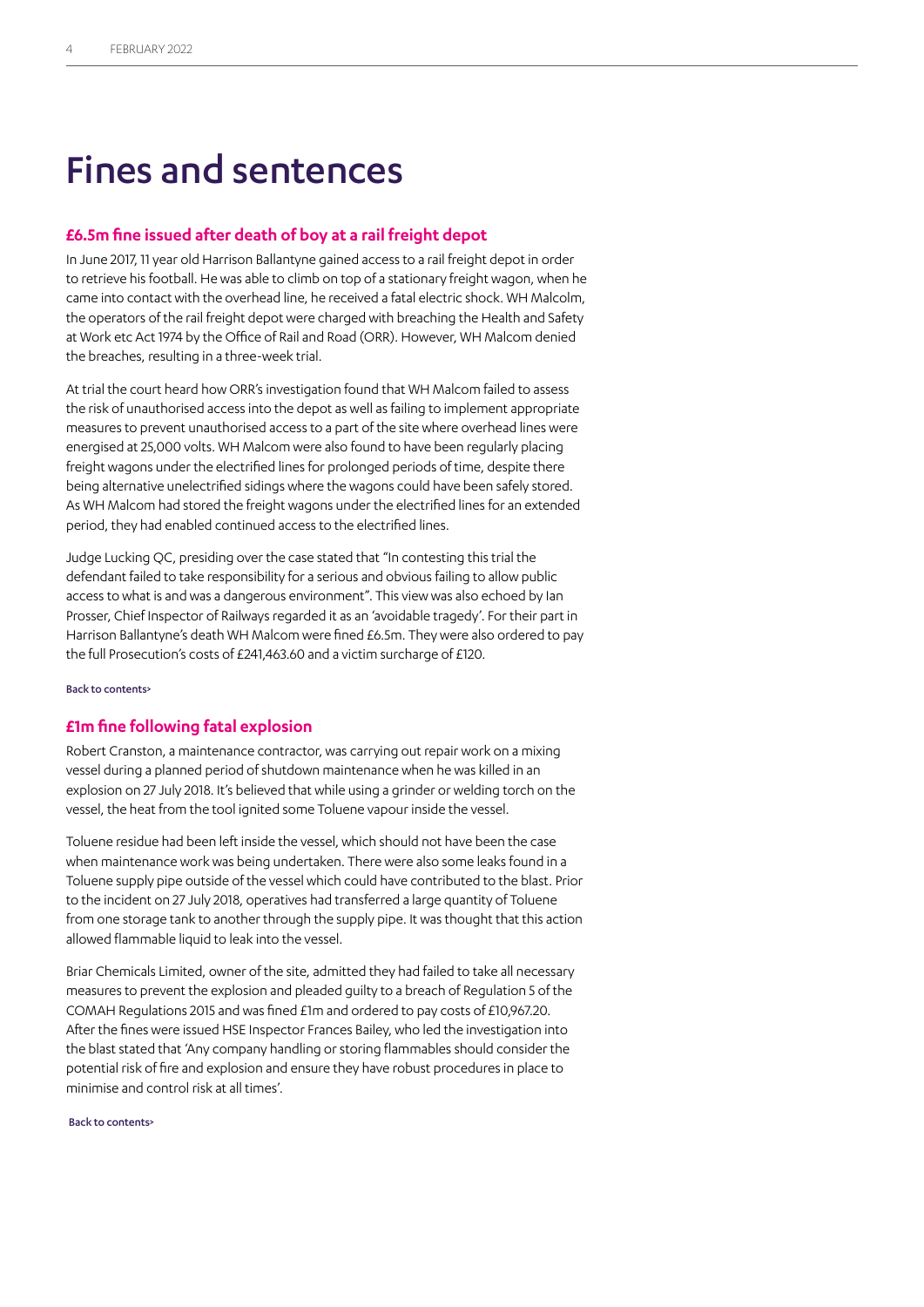# Fines and sentences

## £6.5m fine issued after death of boy at a rail freight depot

In June 2017, 11 year old Harrison Ballantyne gained access to a rail freight depot in order to retrieve his football. He was able to climb on top of a stationary freight wagon, when he came into contact with the overhead line, he received a fatal electric shock. WH Malcolm, the operators of the rail freight depot were charged with breaching the Health and Safety at Work etc Act 1974 by the Office of Rail and Road (ORR). However, WH Malcom denied the breaches, resulting in a three-week trial.

At trial the court heard how ORR's investigation found that WH Malcom failed to assess the risk of unauthorised access into the depot as well as failing to implement appropriate measures to prevent unauthorised access to a part of the site where overhead lines were energised at 25,000 volts. WH Malcom were also found to have been regularly placing freight wagons under the electrified lines for prolonged periods of time, despite there being alternative unelectrified sidings where the wagons could have been safely stored. As WH Malcom had stored the freight wagons under the electrified lines for an extended period, they had enabled continued access to the electrified lines.

Judge Lucking QC, presiding over the case stated that "In contesting this trial the defendant failed to take responsibility for a serious and obvious failing to allow public access to what is and was a dangerous environment". This view was also echoed by Ian Prosser, Chief Inspector of Railways regarded it as an 'avoidable tragedy'. For their part in Harrison Ballantyne's death WH Malcom were fined £6.5m. They were also ordered to pay the full Prosecution's costs of £241,463.60 and a victim surcharge of £120.

Back to contents>

## £1m fine following fatal explosion

Robert Cranston, a maintenance contractor, was carrying out repair work on a mixing vessel during a planned period of shutdown maintenance when he was killed in an explosion on 27 July 2018. It's believed that while using a grinder or welding torch on the vessel, the heat from the tool ignited some Toluene vapour inside the vessel.

Toluene residue had been left inside the vessel, which should not have been the case when maintenance work was being undertaken. There were also some leaks found in a Toluene supply pipe outside of the vessel which could have contributed to the blast. Prior to the incident on 27 July 2018, operatives had transferred a large quantity of Toluene from one storage tank to another through the supply pipe. It was thought that this action allowed flammable liquid to leak into the vessel.

Briar Chemicals Limited, owner of the site, admitted they had failed to take all necessary measures to prevent the explosion and pleaded guilty to a breach of Regulation 5 of the COMAH Regulations 2015 and was fined £1m and ordered to pay costs of £10,967.20. After the fines were issued HSE Inspector Frances Bailey, who led the investigation into the blast stated that 'Any company handling or storing flammables should consider the potential risk of fire and explosion and ensure they have robust procedures in place to minimise and control risk at all times'.

Back to contents>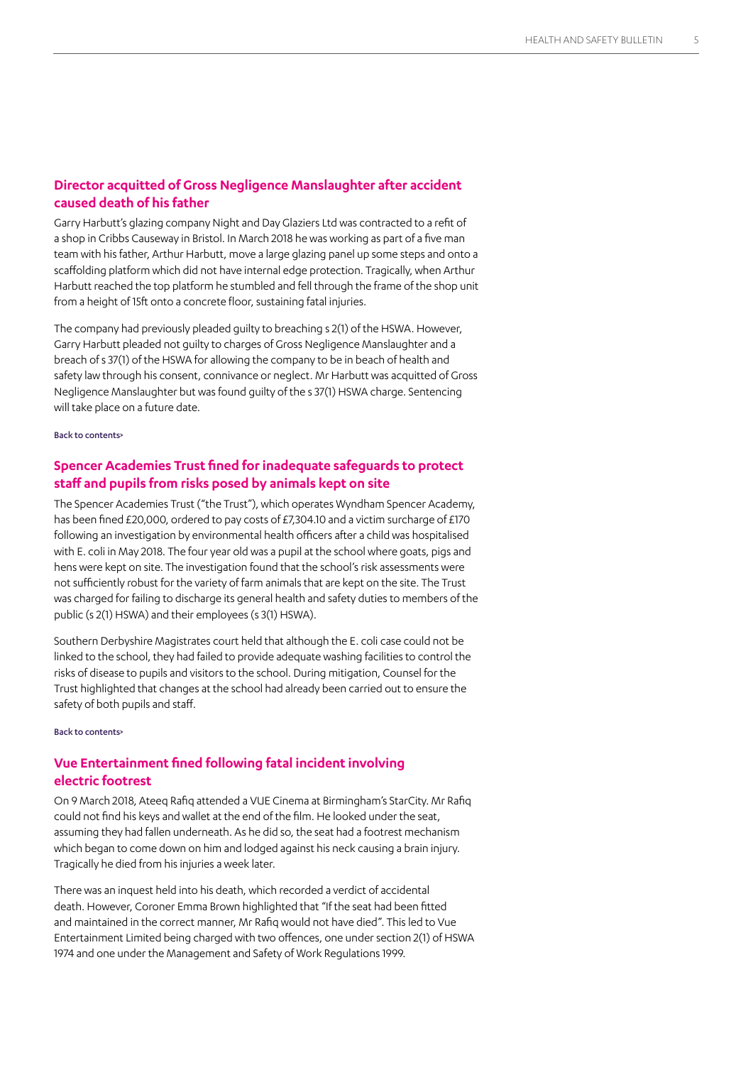## Director acquitted of Gross Negligence Manslaughter after accident caused death of his father

Garry Harbutt's glazing company Night and Day Glaziers Ltd was contracted to a refit of a shop in Cribbs Causeway in Bristol. In March 2018 he was working as part of a five man team with his father, Arthur Harbutt, move a large glazing panel up some steps and onto a scaffolding platform which did not have internal edge protection. Tragically, when Arthur Harbutt reached the top platform he stumbled and fell through the frame of the shop unit from a height of 15ft onto a concrete floor, sustaining fatal injuries.

The company had previously pleaded guilty to breaching s 2(1) of the HSWA. However, Garry Harbutt pleaded not guilty to charges of Gross Negligence Manslaughter and a breach of s 37(1) of the HSWA for allowing the company to be in beach of health and safety law through his consent, connivance or neglect. Mr Harbutt was acquitted of Gross Negligence Manslaughter but was found guilty of the s 37(1) HSWA charge. Sentencing will take place on a future date.

Back to contents>

## Spencer Academies Trust fined for inadequate safeguards to protect staff and pupils from risks posed by animals kept on site

The Spencer Academies Trust ("the Trust"), which operates Wyndham Spencer Academy, has been fined £20,000, ordered to pay costs of £7,304.10 and a victim surcharge of £170 following an investigation by environmental health officers after a child was hospitalised with E. coli in May 2018. The four year old was a pupil at the school where goats, pigs and hens were kept on site. The investigation found that the school's risk assessments were not sufficiently robust for the variety of farm animals that are kept on the site. The Trust was charged for failing to discharge its general health and safety duties to members of the public (s 2(1) HSWA) and their employees (s 3(1) HSWA).

Southern Derbyshire Magistrates court held that although the E. coli case could not be linked to the school, they had failed to provide adequate washing facilities to control the risks of disease to pupils and visitors to the school. During mitigation, Counsel for the Trust highlighted that changes at the school had already been carried out to ensure the safety of both pupils and staff.

Back to contents>

## Vue Entertainment fined following fatal incident involving electric footrest

On 9 March 2018, Ateeq Rafiq attended a VUE Cinema at Birmingham's StarCity. Mr Rafiq could not find his keys and wallet at the end of the film. He looked under the seat, assuming they had fallen underneath. As he did so, the seat had a footrest mechanism which began to come down on him and lodged against his neck causing a brain injury. Tragically he died from his injuries a week later.

There was an inquest held into his death, which recorded a verdict of accidental death. However, Coroner Emma Brown highlighted that "If the seat had been fitted and maintained in the correct manner, Mr Rafiq would not have died". This led to Vue Entertainment Limited being charged with two offences, one under section 2(1) of HSWA 1974 and one under the Management and Safety of Work Regulations 1999.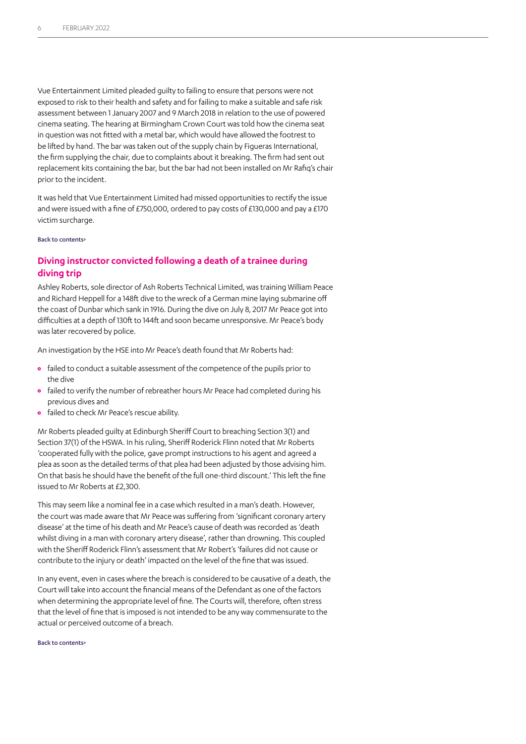Vue Entertainment Limited pleaded guilty to failing to ensure that persons were not exposed to risk to their health and safety and for failing to make a suitable and safe risk assessment between 1 January 2007 and 9 March 2018 in relation to the use of powered cinema seating. The hearing at Birmingham Crown Court was told how the cinema seat in question was not fitted with a metal bar, which would have allowed the footrest to be lifted by hand. The bar was taken out of the supply chain by Figueras International, the firm supplying the chair, due to complaints about it breaking. The firm had sent out replacement kits containing the bar, but the bar had not been installed on Mr Rafiq's chair prior to the incident.

It was held that Vue Entertainment Limited had missed opportunities to rectify the issue and were issued with a fine of £750,000, ordered to pay costs of £130,000 and pay a £170 victim surcharge.

Back to contents>

## Diving instructor convicted following a death of a trainee during diving trip

Ashley Roberts, sole director of Ash Roberts Technical Limited, was training William Peace and Richard Heppell for a 148ft dive to the wreck of a German mine laying submarine off the coast of Dunbar which sank in 1916. During the dive on July 8, 2017 Mr Peace got into difficulties at a depth of 130ft to 144ft and soon became unresponsive. Mr Peace's body was later recovered by police.

An investigation by the HSE into Mr Peace's death found that Mr Roberts had:

- failed to conduct a suitable assessment of the competence of the pupils prior to the dive
- failed to verify the number of rebreather hours Mr Peace had completed during his previous dives and
- failed to check Mr Peace's rescue ability.

Mr Roberts pleaded guilty at Edinburgh Sheriff Court to breaching Section 3(1) and Section 37(1) of the HSWA. In his ruling, Sheriff Roderick Flinn noted that Mr Roberts 'cooperated fully with the police, gave prompt instructions to his agent and agreed a plea as soon as the detailed terms of that plea had been adjusted by those advising him. On that basis he should have the benefit of the full one-third discount.' This left the fine issued to Mr Roberts at £2,300.

This may seem like a nominal fee in a case which resulted in a man's death. However, the court was made aware that Mr Peace was suffering from 'significant coronary artery disease' at the time of his death and Mr Peace's cause of death was recorded as 'death whilst diving in a man with coronary artery disease', rather than drowning. This coupled with the Sheriff Roderick Flinn's assessment that Mr Robert's 'failures did not cause or contribute to the injury or death' impacted on the level of the fine that was issued.

In any event, even in cases where the breach is considered to be causative of a death, the Court will take into account the financial means of the Defendant as one of the factors when determining the appropriate level of fine. The Courts will, therefore, often stress that the level of fine that is imposed is not intended to be any way commensurate to the actual or perceived outcome of a breach.

Back to contents>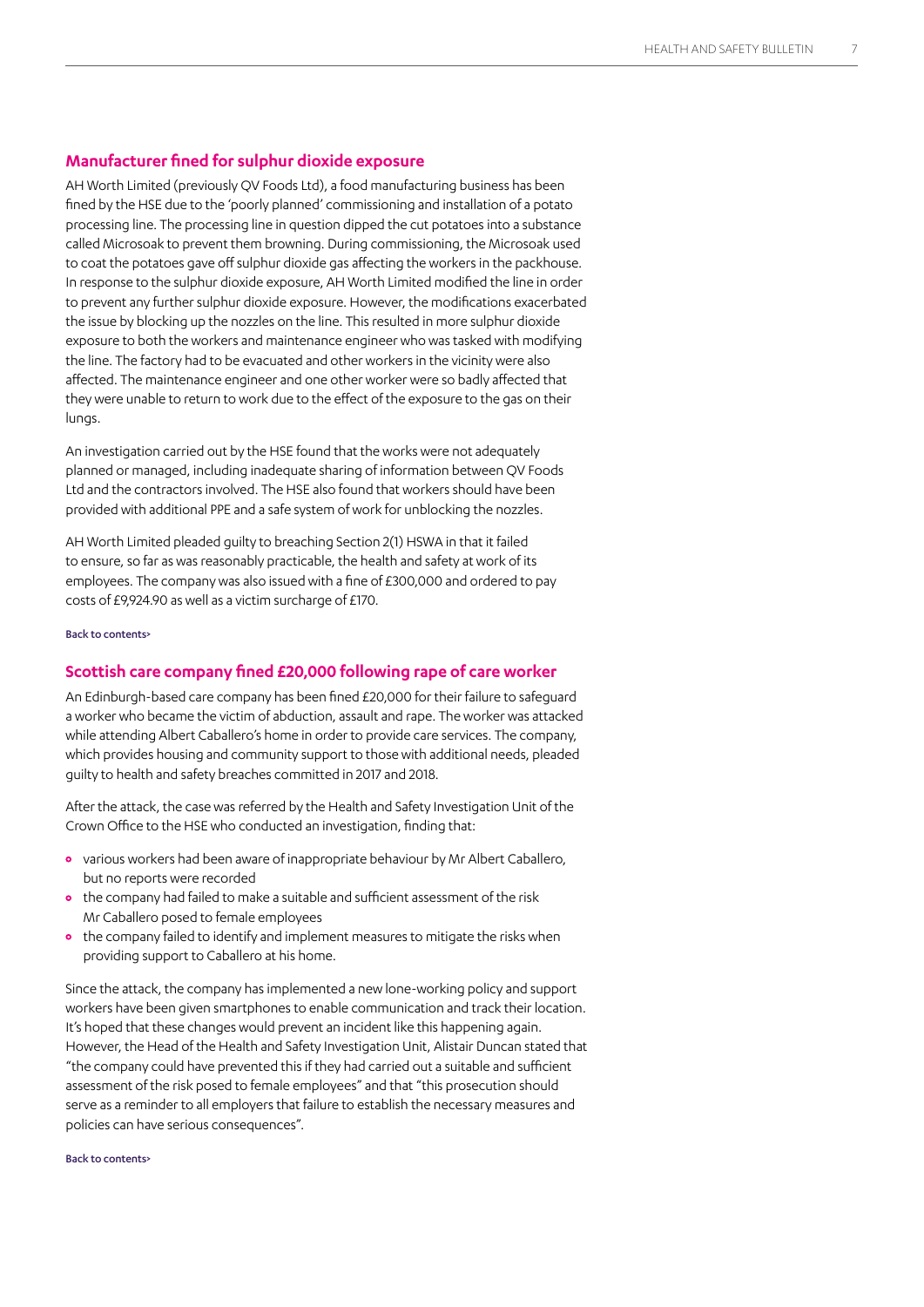## Manufacturer fined for sulphur dioxide exposure

AH Worth Limited (previously QV Foods Ltd), a food manufacturing business has been fined by the HSE due to the 'poorly planned' commissioning and installation of a potato processing line. The processing line in question dipped the cut potatoes into a substance called Microsoak to prevent them browning. During commissioning, the Microsoak used to coat the potatoes gave off sulphur dioxide gas affecting the workers in the packhouse. In response to the sulphur dioxide exposure, AH Worth Limited modified the line in order to prevent any further sulphur dioxide exposure. However, the modifications exacerbated the issue by blocking up the nozzles on the line. This resulted in more sulphur dioxide exposure to both the workers and maintenance engineer who was tasked with modifying the line. The factory had to be evacuated and other workers in the vicinity were also affected. The maintenance engineer and one other worker were so badly affected that they were unable to return to work due to the effect of the exposure to the gas on their lungs.

An investigation carried out by the HSE found that the works were not adequately planned or managed, including inadequate sharing of information between QV Foods Ltd and the contractors involved. The HSE also found that workers should have been provided with additional PPE and a safe system of work for unblocking the nozzles.

AH Worth Limited pleaded guilty to breaching Section 2(1) HSWA in that it failed to ensure, so far as was reasonably practicable, the health and safety at work of its employees. The company was also issued with a fine of £300,000 and ordered to pay costs of £9,924.90 as well as a victim surcharge of £170.

Back to contents>

## Scottish care company fined £20,000 following rape of care worker

An Edinburgh-based care company has been fined £20,000 for their failure to safeguard a worker who became the victim of abduction, assault and rape. The worker was attacked while attending Albert Caballero's home in order to provide care services. The company, which provides housing and community support to those with additional needs, pleaded guilty to health and safety breaches committed in 2017 and 2018.

After the attack, the case was referred by the Health and Safety Investigation Unit of the Crown Office to the HSE who conducted an investigation, finding that:

- various workers had been aware of inappropriate behaviour by Mr Albert Caballero, but no reports were recorded
- the company had failed to make a suitable and sufficient assessment of the risk Mr Caballero posed to female employees
- the company failed to identify and implement measures to mitigate the risks when providing support to Caballero at his home.

Since the attack, the company has implemented a new lone-working policy and support workers have been given smartphones to enable communication and track their location. It's hoped that these changes would prevent an incident like this happening again. However, the Head of the Health and Safety Investigation Unit, Alistair Duncan stated that "the company could have prevented this if they had carried out a suitable and sufficient assessment of the risk posed to female employees" and that "this prosecution should serve as a reminder to all employers that failure to establish the necessary measures and policies can have serious consequences".

Back to contents>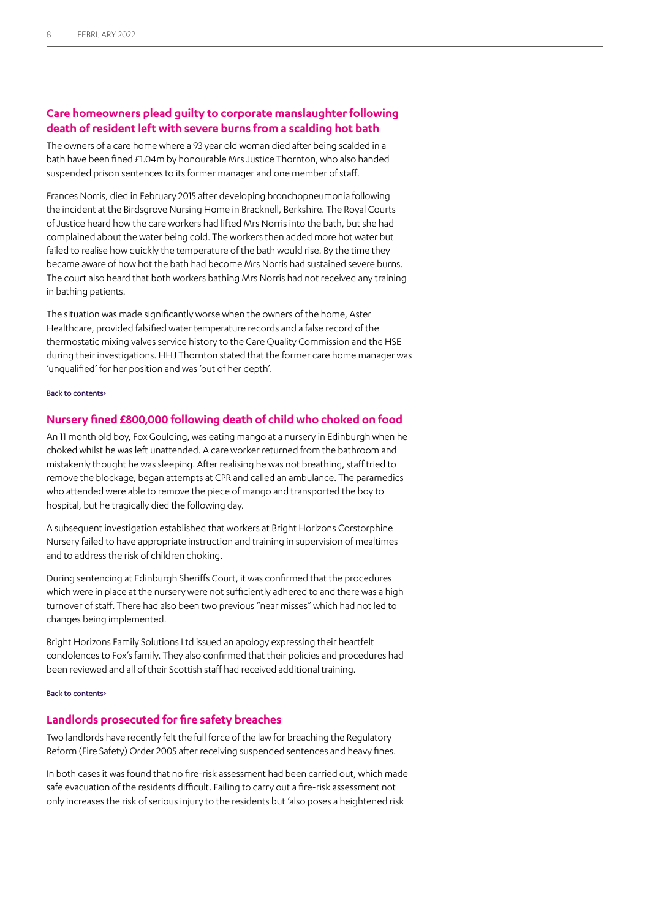## Care homeowners plead guilty to corporate manslaughter following death of resident left with severe burns from a scalding hot bath

The owners of a care home where a 93 year old woman died after being scalded in a bath have been fined £1.04m by honourable Mrs Justice Thornton, who also handed suspended prison sentences to its former manager and one member of staff.

Frances Norris, died in February 2015 after developing bronchopneumonia following the incident at the Birdsgrove Nursing Home in Bracknell, Berkshire. The Royal Courts of Justice heard how the care workers had lifted Mrs Norris into the bath, but she had complained about the water being cold. The workers then added more hot water but failed to realise how quickly the temperature of the bath would rise. By the time they became aware of how hot the bath had become Mrs Norris had sustained severe burns. The court also heard that both workers bathing Mrs Norris had not received any training in bathing patients.

The situation was made significantly worse when the owners of the home, Aster Healthcare, provided falsified water temperature records and a false record of the thermostatic mixing valves service history to the Care Quality Commission and the HSE during their investigations. HHJ Thornton stated that the former care home manager was 'unqualified' for her position and was 'out of her depth'.

Back to contents>

## Nursery fined £800,000 following death of child who choked on food

An 11 month old boy, Fox Goulding, was eating mango at a nursery in Edinburgh when he choked whilst he was left unattended. A care worker returned from the bathroom and mistakenly thought he was sleeping. After realising he was not breathing, staff tried to remove the blockage, began attempts at CPR and called an ambulance. The paramedics who attended were able to remove the piece of mango and transported the boy to hospital, but he tragically died the following day.

A subsequent investigation established that workers at Bright Horizons Corstorphine Nursery failed to have appropriate instruction and training in supervision of mealtimes and to address the risk of children choking.

During sentencing at Edinburgh Sheriffs Court, it was confirmed that the procedures which were in place at the nursery were not sufficiently adhered to and there was a high turnover of staff. There had also been two previous "near misses" which had not led to changes being implemented.

Bright Horizons Family Solutions Ltd issued an apology expressing their heartfelt condolences to Fox's family. They also confirmed that their policies and procedures had been reviewed and all of their Scottish staff had received additional training.

Back to contents>

## Landlords prosecuted for fire safety breaches

Two landlords have recently felt the full force of the law for breaching the Regulatory Reform (Fire Safety) Order 2005 after receiving suspended sentences and heavy fines.

In both cases it was found that no fire-risk assessment had been carried out, which made safe evacuation of the residents difficult. Failing to carry out a fire-risk assessment not only increases the risk of serious injury to the residents but 'also poses a heightened risk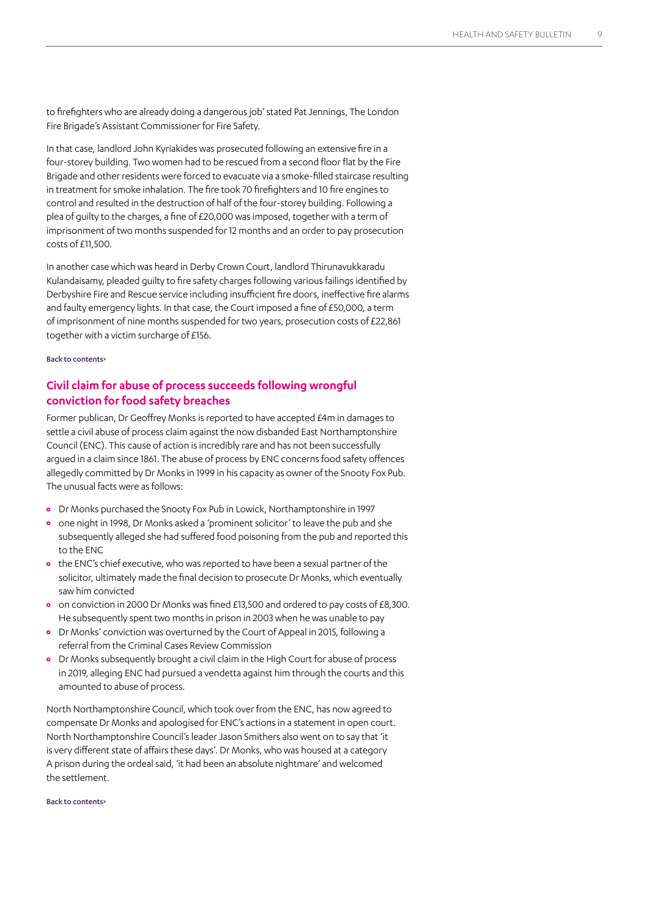to firefighters who are already doing a dangerous job' stated Pat Jennings, The London Fire Brigade's Assistant Commissioner for Fire Safety.

In that case, landlord John Kyriakides was prosecuted following an extensive fire in a four-storey building. Two women had to be rescued from a second floor flat by the Fire Brigade and other residents were forced to evacuate via a smoke-filled staircase resulting in treatment for smoke inhalation. The fire took 70 firefighters and 10 fire engines to control and resulted in the destruction of half of the four-storey building. Following a plea of guilty to the charges, a fine of £20,000 was imposed, together with a term of imprisonment of two months suspended for 12 months and an order to pay prosecution costs of £11,500.

In another case which was heard in Derby Crown Court, landlord Thirunavukkaradu Kulandaisamy, pleaded guilty to fire safety charges following various failings identified by Derbyshire Fire and Rescue service including insufficient fire doors, ineffective fire alarms and faulty emergency lights. In that case, the Court imposed a fine of £50,000, a term of imprisonment of nine months suspended for two years, prosecution costs of £22,861 together with a victim surcharge of £156.

Back to contents>

## Civil claim for abuse of process succeeds following wrongful conviction for food safety breaches

Former publican, Dr Geoffrey Monks is reported to have accepted £4m in damages to settle a civil abuse of process claim against the now disbanded East Northamptonshire Council (ENC). This cause of action is incredibly rare and has not been successfully argued in a claim since 1861. The abuse of process by ENC concerns food safety offences allegedly committed by Dr Monks in 1999 in his capacity as owner of the Snooty Fox Pub. The unusual facts were as follows:

- Dr Monks purchased the Snooty Fox Pub in Lowick, Northamptonshire in 1997
- one night in 1998, Dr Monks asked a 'prominent solicitor' to leave the pub and she subsequently alleged she had suffered food poisoning from the pub and reported this to the ENC
- the ENC's chief executive, who was reported to have been a sexual partner of the solicitor, ultimately made the final decision to prosecute Dr Monks, which eventually saw him convicted
- on conviction in 2000 Dr Monks was fined £13,500 and ordered to pay costs of £8,300. He subsequently spent two months in prison in 2003 when he was unable to pay
- Dr Monks' conviction was overturned by the Court of Appeal in 2015, following a referral from the Criminal Cases Review Commission
- Dr Monks subsequently brought a civil claim in the High Court for abuse of process in 2019, alleging ENC had pursued a vendetta against him through the courts and this amounted to abuse of process.

North Northamptonshire Council, which took over from the ENC, has now agreed to compensate Dr Monks and apologised for ENC's actions in a statement in open court. North Northamptonshire Council's leader Jason Smithers also went on to say that 'it is very different state of affairs these days'. Dr Monks, who was housed at a category A prison during the ordeal said, 'it had been an absolute nightmare' and welcomed the settlement.

Back to contents>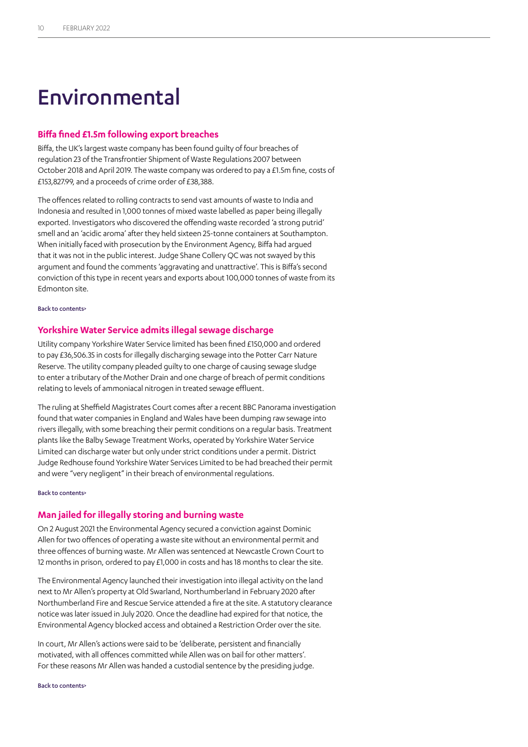# Environmental

### Biffa fined £1.5m following export breaches

Biffa, the UK's largest waste company has been found guilty of four breaches of regulation 23 of the Transfrontier Shipment of Waste Regulations 2007 between October 2018 and April 2019. The waste company was ordered to pay a £1.5m fine, costs of £153,827.99, and a proceeds of crime order of £38,388.

The offences related to rolling contracts to send vast amounts of waste to India and Indonesia and resulted in 1,000 tonnes of mixed waste labelled as paper being illegally exported. Investigators who discovered the offending waste recorded 'a strong putrid' smell and an 'acidic aroma' after they held sixteen 25-tonne containers at Southampton. When initially faced with prosecution by the Environment Agency, Biffa had argued that it was not in the public interest. Judge Shane Collery QC was not swayed by this argument and found the comments 'aggravating and unattractive'. This is Biffa's second conviction of this type in recent years and exports about 100,000 tonnes of waste from its Edmonton site.

Back to contents>

### Yorkshire Water Service admits illegal sewage discharge

Utility company Yorkshire Water Service limited has been fined £150,000 and ordered to pay £36,506.35 in costs for illegally discharging sewage into the Potter Carr Nature Reserve. The utility company pleaded guilty to one charge of causing sewage sludge to enter a tributary of the Mother Drain and one charge of breach of permit conditions relating to levels of ammoniacal nitrogen in treated sewage effluent.

The ruling at Sheffield Magistrates Court comes after a recent BBC Panorama investigation found that water companies in England and Wales have been dumping raw sewage into rivers illegally, with some breaching their permit conditions on a regular basis. Treatment plants like the Balby Sewage Treatment Works, operated by Yorkshire Water Service Limited can discharge water but only under strict conditions under a permit. District Judge Redhouse found Yorkshire Water Services Limited to be had breached their permit and were "very negligent" in their breach of environmental regulations.

Back to contents>

### Man jailed for illegally storing and burning waste

On 2 August 2021 the Environmental Agency secured a conviction against Dominic Allen for two offences of operating a waste site without an environmental permit and three offences of burning waste. Mr Allen was sentenced at Newcastle Crown Court to 12 months in prison, ordered to pay £1,000 in costs and has 18 months to clear the site.

The Environmental Agency launched their investigation into illegal activity on the land next to Mr Allen's property at Old Swarland, Northumberland in February 2020 after Northumberland Fire and Rescue Service attended a fire at the site. A statutory clearance notice was later issued in July 2020. Once the deadline had expired for that notice, the Environmental Agency blocked access and obtained a Restriction Order over the site.

In court, Mr Allen's actions were said to be 'deliberate, persistent and financially motivated, with all offences committed while Allen was on bail for other matters'. For these reasons Mr Allen was handed a custodial sentence by the presiding judge.

Back to contents>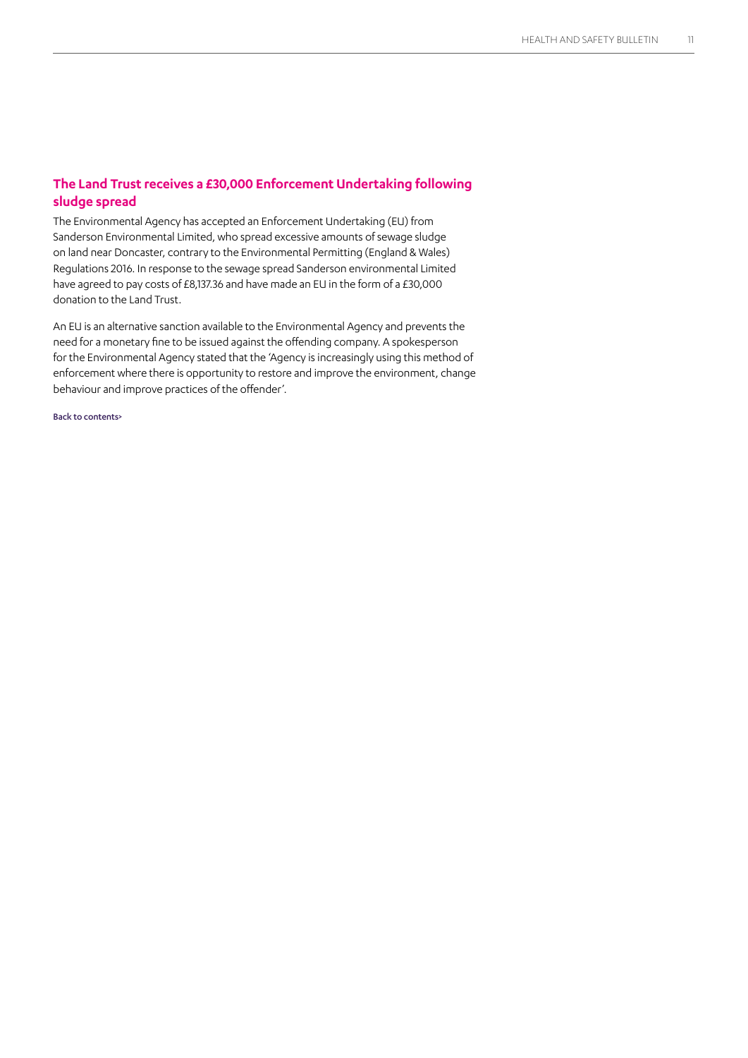## The Land Trust receives a £30,000 Enforcement Undertaking following sludge spread

The Environmental Agency has accepted an Enforcement Undertaking (EU) from Sanderson Environmental Limited, who spread excessive amounts of sewage sludge on land near Doncaster, contrary to the Environmental Permitting (England & Wales) Regulations 2016. In response to the sewage spread Sanderson environmental Limited have agreed to pay costs of £8,137.36 and have made an EU in the form of a £30,000 donation to the Land Trust.

An EU is an alternative sanction available to the Environmental Agency and prevents the need for a monetary fine to be issued against the offending company. A spokesperson for the Environmental Agency stated that the 'Agency is increasingly using this method of enforcement where there is opportunity to restore and improve the environment, change behaviour and improve practices of the offender'.

Back to contents>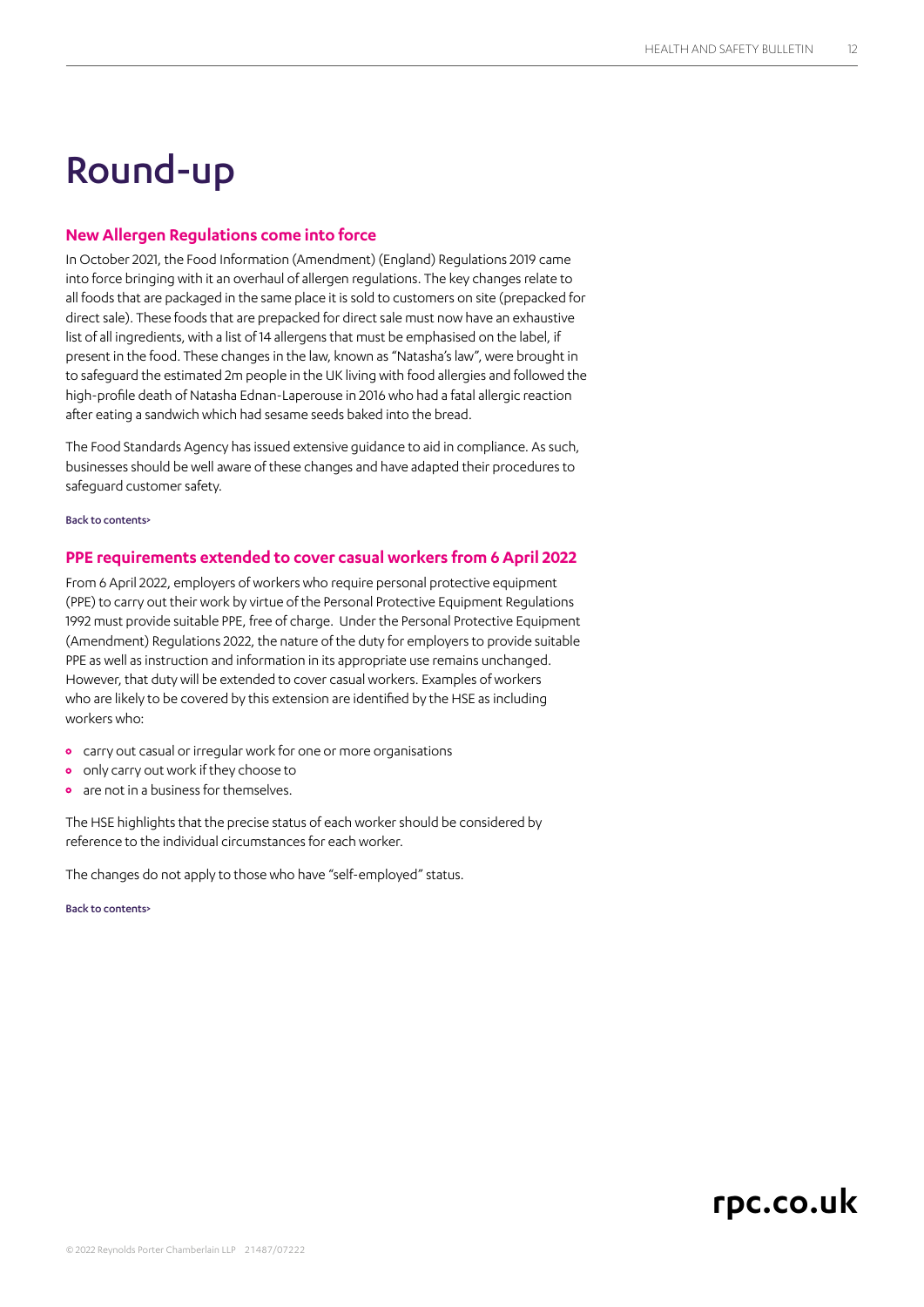# Round-up

### New Allergen Regulations come into force

In October 2021, the Food Information (Amendment) (England) Regulations 2019 came into force bringing with it an overhaul of allergen regulations. The key changes relate to all foods that are packaged in the same place it is sold to customers on site (prepacked for direct sale). These foods that are prepacked for direct sale must now have an exhaustive list of all ingredients, with a list of 14 allergens that must be emphasised on the label, if present in the food. These changes in the law, known as "Natasha's law", were brought in to safeguard the estimated 2m people in the UK living with food allergies and followed the high-profile death of Natasha Ednan-Laperouse in 2016 who had a fatal allergic reaction after eating a sandwich which had sesame seeds baked into the bread.

The Food Standards Agency has issued extensive guidance to aid in compliance. As such, businesses should be well aware of these changes and have adapted their procedures to safeguard customer safety.

Back to contents>

### PPE requirements extended to cover casual workers from 6 April 2022

From 6 April 2022, employers of workers who require personal protective equipment (PPE) to carry out their work by virtue of the Personal Protective Equipment Regulations 1992 must provide suitable PPE, free of charge. Under the Personal Protective Equipment (Amendment) Regulations 2022, the nature of the duty for employers to provide suitable PPE as well as instruction and information in its appropriate use remains unchanged. However, that duty will be extended to cover casual workers. Examples of workers who are likely to be covered by this extension are identified by the HSE as including workers who:

- carry out casual or irregular work for one or more organisations
- only carry out work if they choose to
- are not in a business for themselves.

The HSE highlights that the precise status of each worker should be considered by reference to the individual circumstances for each worker.

The changes do not apply to those who have "self-employed" status.

Back to contents>

**rpc.co.uk**

© 2022 Reynolds Porter Chamberlain LLP 21487/07222